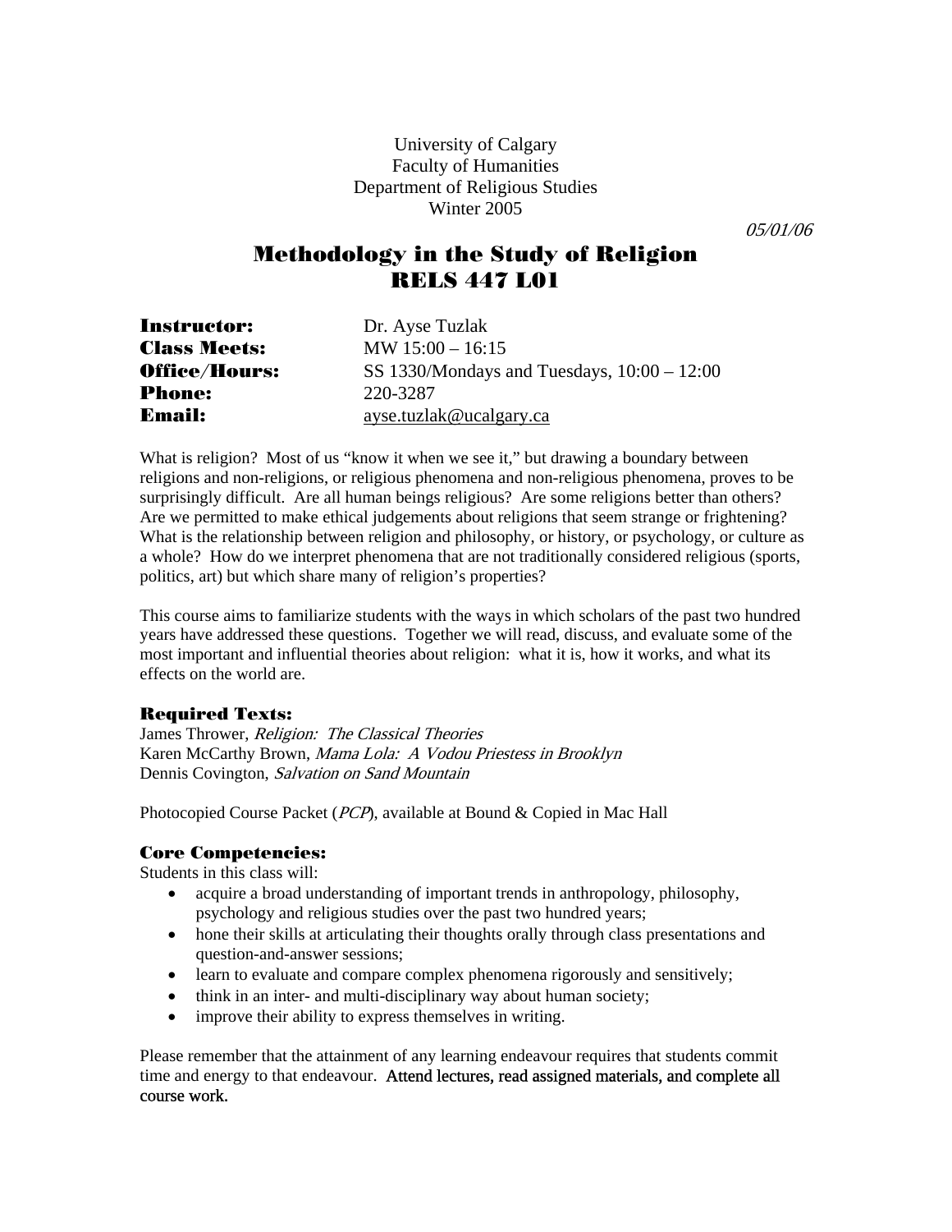University of Calgary
Faculty of Humanities
Department of Religious Studies
Winter 2005

*05/01/06*

# Methodology in the Study of Religion
# RELS 447 L01

**Instructor:** Dr. Ayse Tuzlak
**Class Meets:** MW 15:00 – 16:15
**Office/Hours:** SS 1330/Mondays and Tuesdays, 10:00 – 12:00
**Phone:** 220-3287
**Email:** ayse.tuzlak@ucalgary.ca

What is religion? Most of us "know it when we see it," but drawing a boundary between religions and non-religions, or religious phenomena and non-religious phenomena, proves to be surprisingly difficult. Are all human beings religious? Are some religions better than others? Are we permitted to make ethical judgements about religions that seem strange or frightening? What is the relationship between religion and philosophy, or history, or psychology, or culture as a whole? How do we interpret phenomena that are not traditionally considered religious (sports, politics, art) but which share many of religion's properties?

This course aims to familiarize students with the ways in which scholars of the past two hundred years have addressed these questions. Together we will read, discuss, and evaluate some of the most important and influential theories about religion: what it is, how it works, and what its effects on the world are.

### Required Texts:

James Thrower, *Religion: The Classical Theories*
Karen McCarthy Brown, *Mama Lola: A Vodou Priestess in Brooklyn*
Dennis Covington, *Salvation on Sand Mountain*

Photocopied Course Packet (*PCP*), available at Bound & Copied in Mac Hall

### Core Competencies:

Students in this class will:

- acquire a broad understanding of important trends in anthropology, philosophy, psychology and religious studies over the past two hundred years;
- hone their skills at articulating their thoughts orally through class presentations and question-and-answer sessions;
- learn to evaluate and compare complex phenomena rigorously and sensitively;
- think in an inter- and multi-disciplinary way about human society;
- improve their ability to express themselves in writing.

Please remember that the attainment of any learning endeavour requires that students commit time and energy to that endeavour. Attend lectures, read assigned materials, and complete all course work.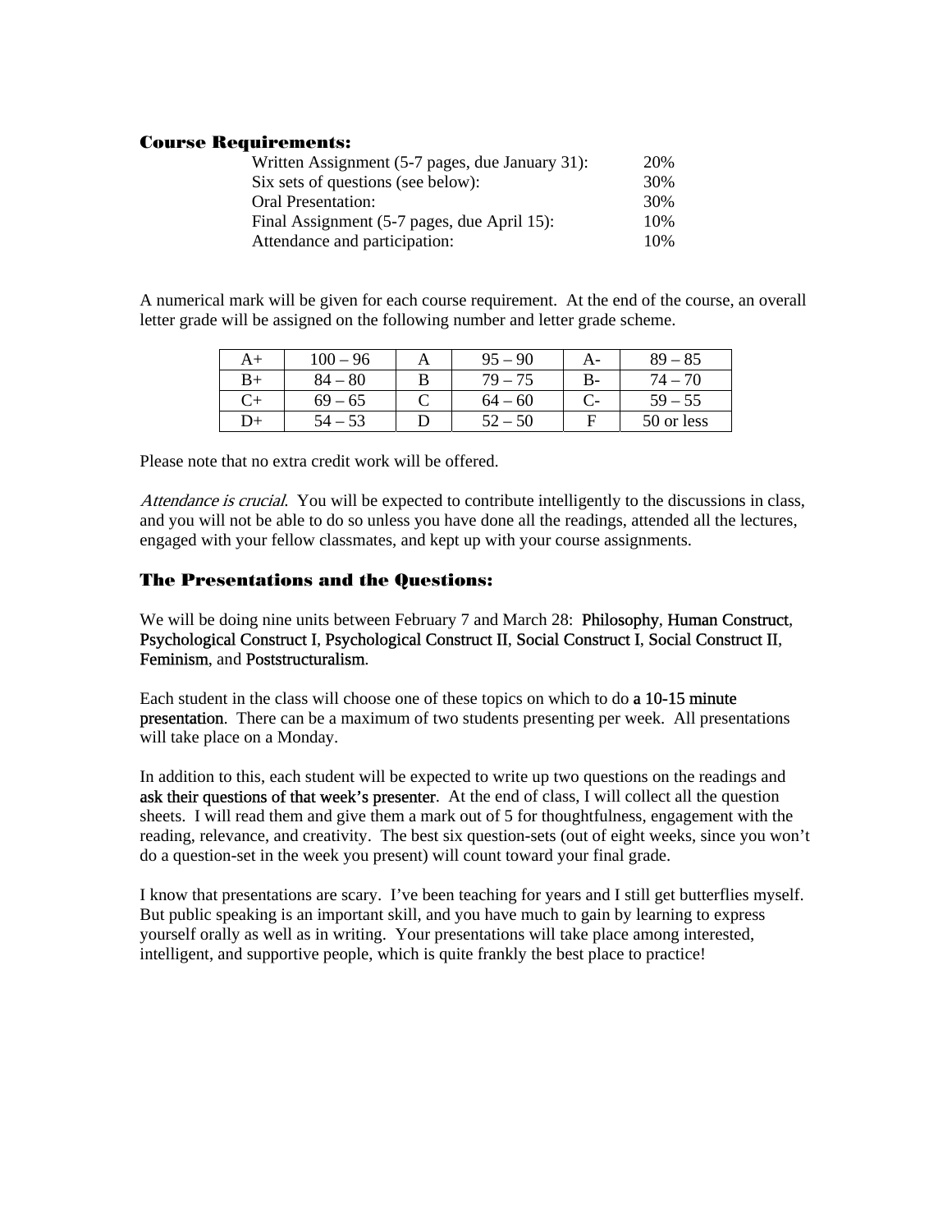## Course Requirements:

| | |
|---|---|
| Written Assignment (5-7 pages, due January 31): | 20% |
| Six sets of questions (see below): | 30% |
| Oral Presentation: | 30% |
| Final Assignment (5-7 pages, due April 15): | 10% |
| Attendance and participation: | 10% |

A numerical mark will be given for each course requirement. At the end of the course, an overall letter grade will be assigned on the following number and letter grade scheme.

| | | | | | |
|---|---|---|---|---|---|
| A+ | 100 – 96 | A | 95 – 90 | A- | 89 – 85 |
| B+ | 84 – 80 | B | 79 – 75 | B- | 74 – 70 |
| C+ | 69 – 65 | C | 64 – 60 | C- | 59 – 55 |
| D+ | 54 – 53 | D | 52 – 50 | F | 50 or less |

Please note that no extra credit work will be offered.

*Attendance is crucial.* You will be expected to contribute intelligently to the discussions in class, and you will not be able to do so unless you have done all the readings, attended all the lectures, engaged with your fellow classmates, and kept up with your course assignments.

## The Presentations and the Questions:

We will be doing nine units between February 7 and March 28: Philosophy, Human Construct, Psychological Construct I, Psychological Construct II, Social Construct I, Social Construct II, Feminism, and Poststructuralism.

Each student in the class will choose one of these topics on which to do a 10-15 minute presentation. There can be a maximum of two students presenting per week. All presentations will take place on a Monday.

In addition to this, each student will be expected to write up two questions on the readings and ask their questions of that week's presenter. At the end of class, I will collect all the question sheets. I will read them and give them a mark out of 5 for thoughtfulness, engagement with the reading, relevance, and creativity. The best six question-sets (out of eight weeks, since you won't do a question-set in the week you present) will count toward your final grade.

I know that presentations are scary. I've been teaching for years and I still get butterflies myself. But public speaking is an important skill, and you have much to gain by learning to express yourself orally as well as in writing. Your presentations will take place among interested, intelligent, and supportive people, which is quite frankly the best place to practice!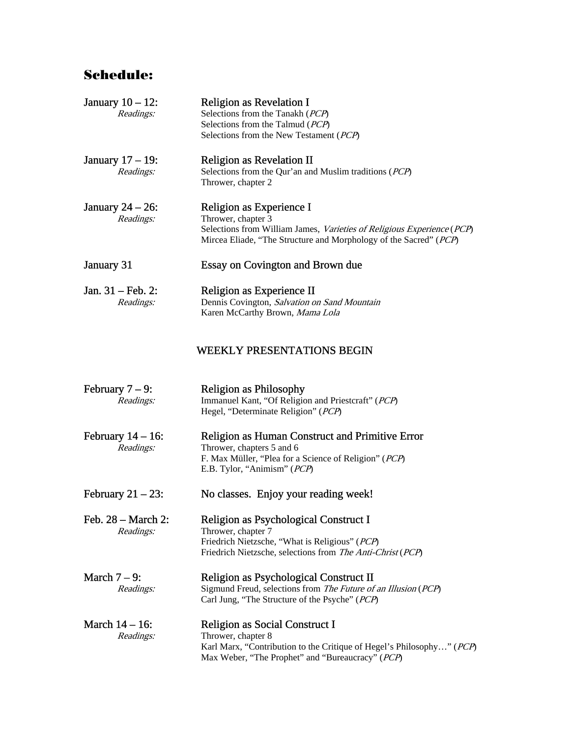## Schedule:

**January 10 – 12:** Religion as Revelation I
*Readings:*
Selections from the Tanakh (*PCP*)
Selections from the Talmud (*PCP*)
Selections from the New Testament (*PCP*)

**January 17 – 19:** Religion as Revelation II
*Readings:*
Selections from the Qur'an and Muslim traditions (*PCP*)
Thrower, chapter 2

**January 24 – 26:** Religion as Experience I
*Readings:*
Thrower, chapter 3
Selections from William James, *Varieties of Religious Experience* (*PCP*)
Mircea Eliade, "The Structure and Morphology of the Sacred" (*PCP*)

**January 31** Essay on Covington and Brown due

**Jan. 31 – Feb. 2:** Religion as Experience II
*Readings:*
Dennis Covington, *Salvation on Sand Mountain*
Karen McCarthy Brown, *Mama Lola*

WEEKLY PRESENTATIONS BEGIN

**February 7 – 9:** Religion as Philosophy
*Readings:*
Immanuel Kant, "Of Religion and Priestcraft" (*PCP*)
Hegel, "Determinate Religion" (*PCP*)

**February 14 – 16:** Religion as Human Construct and Primitive Error
*Readings:*
Thrower, chapters 5 and 6
F. Max Müller, "Plea for a Science of Religion" (*PCP*)
E.B. Tylor, "Animism" (*PCP*)

**February 21 – 23:** No classes. Enjoy your reading week!

**Feb. 28 – March 2:** Religion as Psychological Construct I
*Readings:*
Thrower, chapter 7
Friedrich Nietzsche, "What is Religious" (*PCP*)
Friedrich Nietzsche, selections from *The Anti-Christ* (*PCP*)

**March 7 – 9:** Religion as Psychological Construct II
*Readings:*
Sigmund Freud, selections from *The Future of an Illusion* (*PCP*)
Carl Jung, "The Structure of the Psyche" (*PCP*)

**March 14 – 16:** Religion as Social Construct I
*Readings:*
Thrower, chapter 8
Karl Marx, "Contribution to the Critique of Hegel's Philosophy…" (*PCP*)
Max Weber, "The Prophet" and "Bureaucracy" (*PCP*)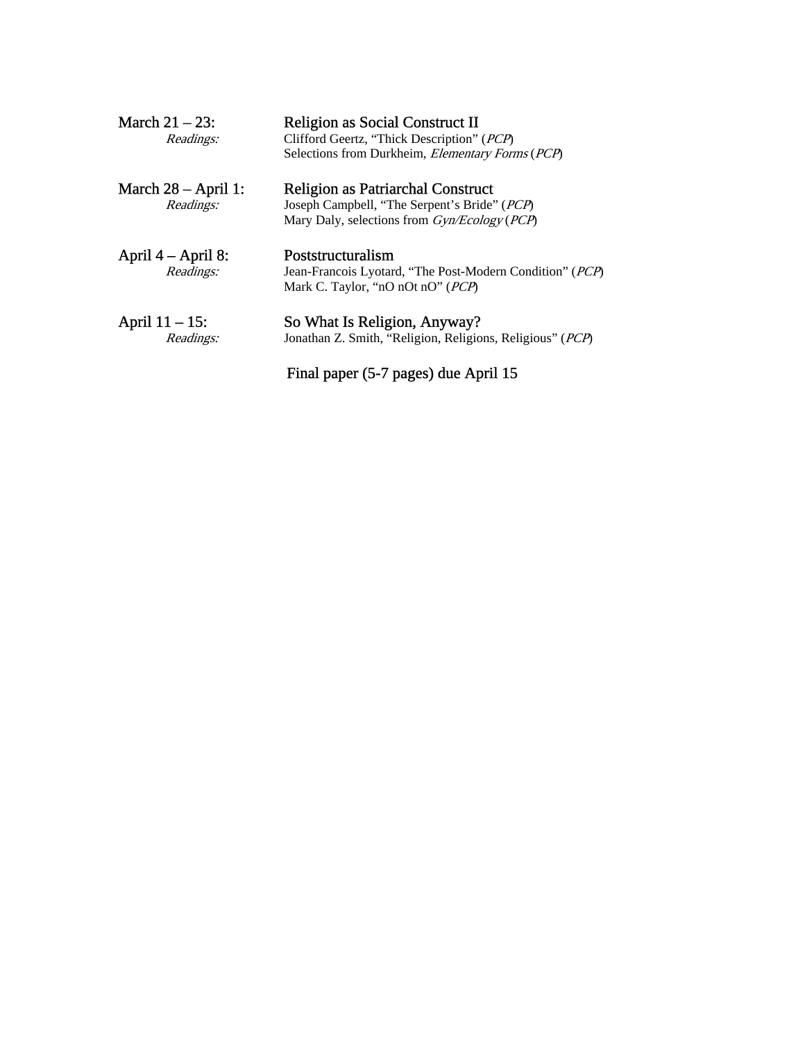March 21 – 23: **Religion as Social Construct II**
*Readings:*
Clifford Geertz, "Thick Description" (*PCP*)
Selections from Durkheim, *Elementary Forms* (*PCP*)

March 28 – April 1: **Religion as Patriarchal Construct**
*Readings:*
Joseph Campbell, "The Serpent's Bride" (*PCP*)
Mary Daly, selections from *Gyn/Ecology* (*PCP*)

April 4 – April 8: **Poststructuralism**
*Readings:*
Jean-Francois Lyotard, "The Post-Modern Condition" (*PCP*)
Mark C. Taylor, "nO nOt nO" (*PCP*)

April 11 – 15: **So What Is Religion, Anyway?**
*Readings:*
Jonathan Z. Smith, "Religion, Religions, Religious" (*PCP*)

Final paper (5-7 pages) due April 15